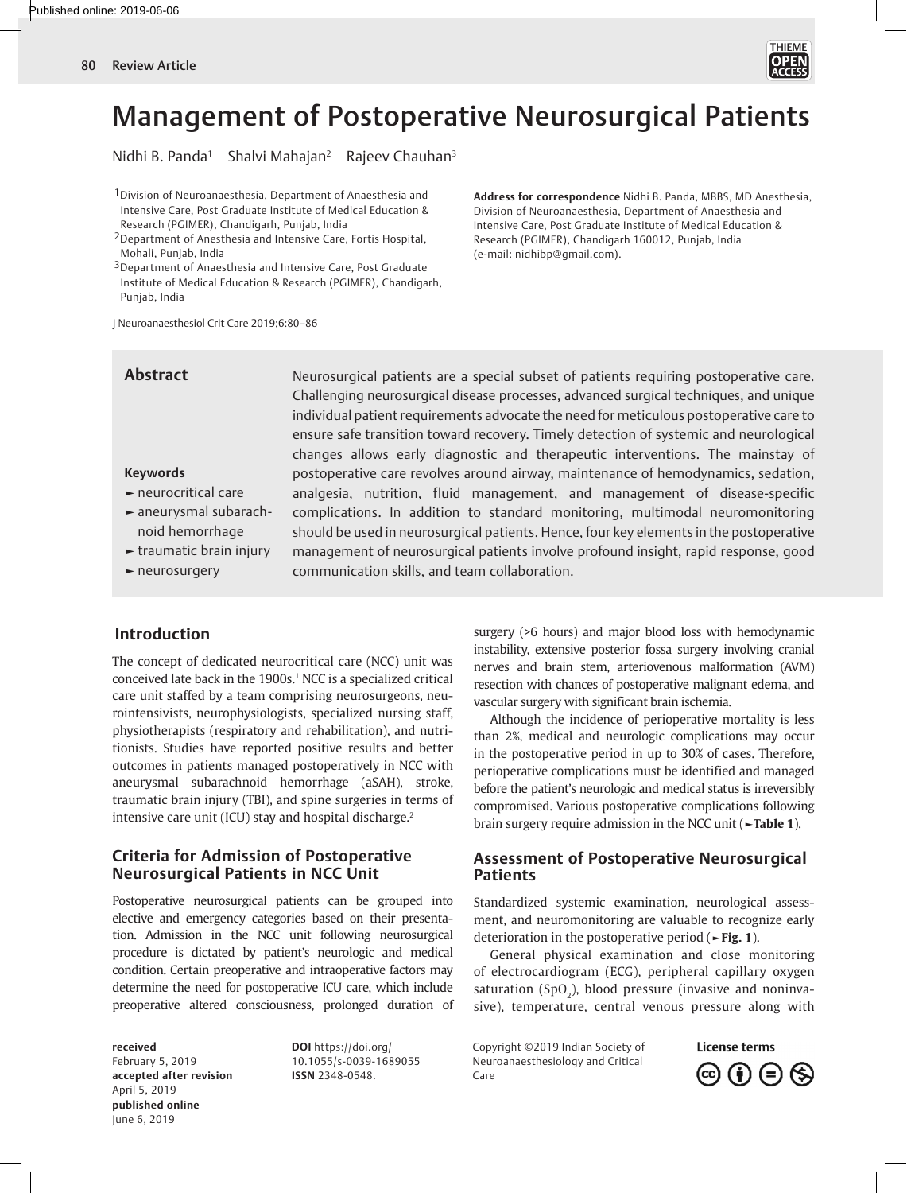# Management of Postoperative Neurosurgical Patients

Nidhi B. Panda[1] Shalvi Mahajan[2] Rajeev Chauhan[3]

[1]Division of Neuroanaesthesia, Department of Anaesthesia and Intensive Care, Post Graduate Institute of Medical Education & Research (PGIMER), Chandigarh, Punjab, India

[2]Department of Anesthesia and Intensive Care, Fortis Hospital, Mohali, Punjab, India

[3]Department of Anaesthesia and Intensive Care, Post Graduate Institute of Medical Education & Research (PGIMER), Chandigarh, Punjab, India

**Address for correspondence** Nidhi B. Panda, MBBS, MD Anesthesia, Division of Neuroanaesthesia, Department of Anaesthesia and Intensive Care, Post Graduate Institute of Medical Education & Research (PGIMER), Chandigarh 160012, Punjab, India (e-mail: nidhibp@gmail.com).

J Neuroanaesthesiol Crit Care 2019;6:80–86

## Abstract

Neurosurgical patients are a special subset of patients requiring postoperative care. Challenging neurosurgical disease processes, advanced surgical techniques, and unique individual patient requirements advocate the need for meticulous postoperative care to ensure safe transition toward recovery. Timely detection of systemic and neurological changes allows early diagnostic and therapeutic interventions. The mainstay of postoperative care revolves around airway, maintenance of hemodynamics, sedation, analgesia, nutrition, fluid management, and management of disease-specific complications. In addition to standard monitoring, multimodal neuromonitoring should be used in neurosurgical patients. Hence, four key elements in the postoperative management of neurosurgical patients involve profound insight, rapid response, good communication skills, and team collaboration.

**Keywords**

- neurocritical care
- aneurysmal subarachnoid hemorrhage
- traumatic brain injury
- neurosurgery

## Introduction

The concept of dedicated neurocritical care (NCC) unit was conceived late back in the 1900s.[1] NCC is a specialized critical care unit staffed by a team comprising neurosurgeons, neurointensivists, neurophysiologists, specialized nursing staff, physiotherapists (respiratory and rehabilitation), and nutritionists. Studies have reported positive results and better outcomes in patients managed postoperatively in NCC with aneurysmal subarachnoid hemorrhage (aSAH), stroke, traumatic brain injury (TBI), and spine surgeries in terms of intensive care unit (ICU) stay and hospital discharge.[2]

## Criteria for Admission of Postoperative Neurosurgical Patients in NCC Unit

Postoperative neurosurgical patients can be grouped into elective and emergency categories based on their presentation. Admission in the NCC unit following neurosurgical procedure is dictated by patient's neurologic and medical condition. Certain preoperative and intraoperative factors may determine the need for postoperative ICU care, which include preoperative altered consciousness, prolonged duration of surgery (>6 hours) and major blood loss with hemodynamic instability, extensive posterior fossa surgery involving cranial nerves and brain stem, arteriovenous malformation (AVM) resection with chances of postoperative malignant edema, and vascular surgery with significant brain ischemia.

Although the incidence of perioperative mortality is less than 2%, medical and neurologic complications may occur in the postoperative period in up to 30% of cases. Therefore, perioperative complications must be identified and managed before the patient's neurologic and medical status is irreversibly compromised. Various postoperative complications following brain surgery require admission in the NCC unit (►**Table 1**).

## Assessment of Postoperative Neurosurgical Patients

Standardized systemic examination, neurological assessment, and neuromonitoring are valuable to recognize early deterioration in the postoperative period (►**Fig. 1**).

General physical examination and close monitoring of electrocardiogram (ECG), peripheral capillary oxygen saturation ($SpO_2$), blood pressure (invasive and noninvasive), temperature, central venous pressure along with

**received** February 5, 2019
**accepted after revision** April 5, 2019
**published online** June 6, 2019

**DOI** https://doi.org/10.1055/s-0039-1689055
**ISSN** 2348-0548.

Copyright ©2019 Indian Society of Neuroanaesthesiology and Critical Care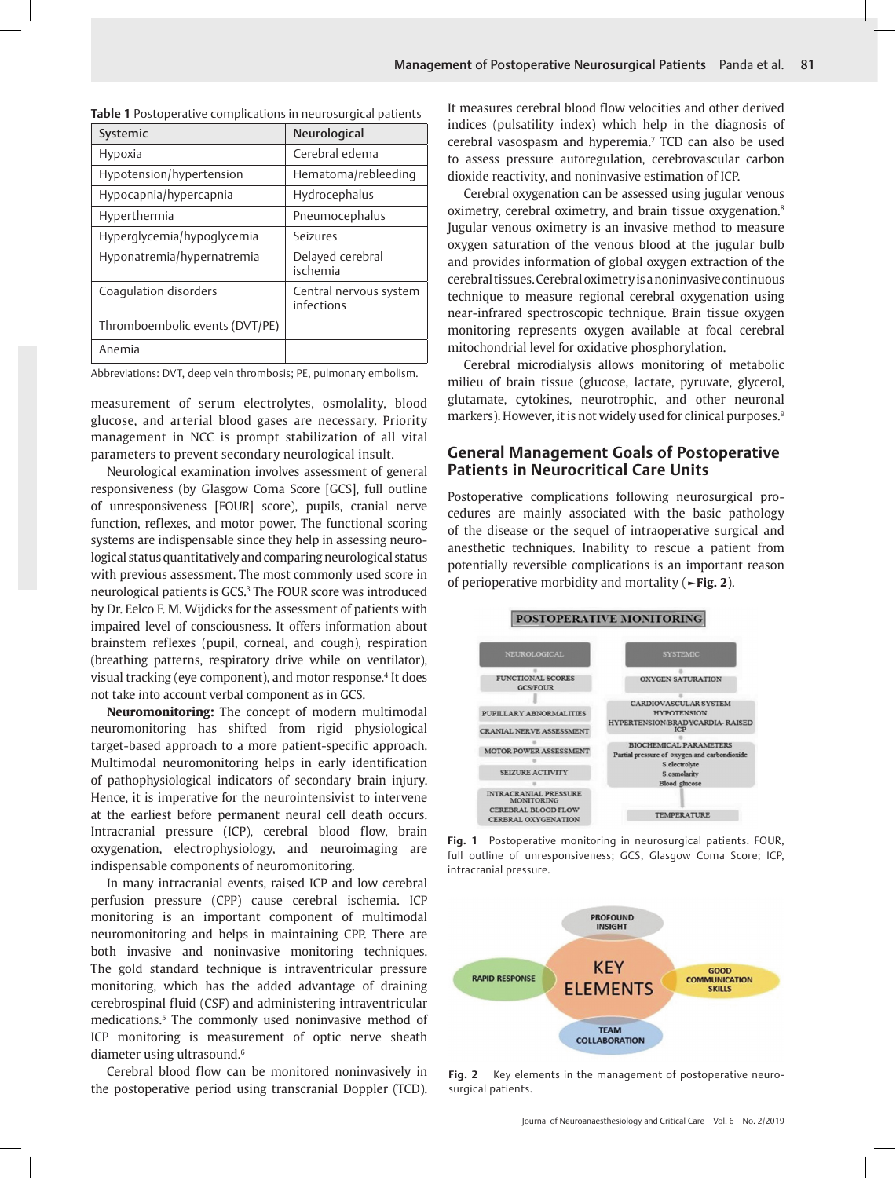**Table 1** Postoperative complications in neurosurgical patients

| Systemic | Neurological |
|---|---|
| Hypoxia | Cerebral edema |
| Hypotension/hypertension | Hematoma/rebleeding |
| Hypocapnia/hypercapnia | Hydrocephalus |
| Hyperthermia | Pneumocephalus |
| Hyperglycemia/hypoglycemia | Seizures |
| Hyponatremia/hypernatremia | Delayed cerebral ischemia |
| Coagulation disorders | Central nervous system infections |
| Thromboembolic events (DVT/PE) | |
| Anemia | |

Abbreviations: DVT, deep vein thrombosis; PE, pulmonary embolism.

measurement of serum electrolytes, osmolality, blood glucose, and arterial blood gases are necessary. Priority management in NCC is prompt stabilization of all vital parameters to prevent secondary neurological insult.

Neurological examination involves assessment of general responsiveness (by Glasgow Coma Score [GCS], full outline of unresponsiveness [FOUR] score), pupils, cranial nerve function, reflexes, and motor power. The functional scoring systems are indispensable since they help in assessing neurological status quantitatively and comparing neurological status with previous assessment. The most commonly used score in neurological patients is GCS.[3] The FOUR score was introduced by Dr. Eelco F. M. Wijdicks for the assessment of patients with impaired level of consciousness. It offers information about brainstem reflexes (pupil, corneal, and cough), respiration (breathing patterns, respiratory drive while on ventilator), visual tracking (eye component), and motor response.[4] It does not take into account verbal component as in GCS.

**Neuromonitoring:** The concept of modern multimodal neuromonitoring has shifted from rigid physiological target-based approach to a more patient-specific approach. Multimodal neuromonitoring helps in early identification of pathophysiological indicators of secondary brain injury. Hence, it is imperative for the neurointensivist to intervene at the earliest before permanent neural cell death occurs. Intracranial pressure (ICP), cerebral blood flow, brain oxygenation, electrophysiology, and neuroimaging are indispensable components of neuromonitoring.

In many intracranial events, raised ICP and low cerebral perfusion pressure (CPP) cause cerebral ischemia. ICP monitoring is an important component of multimodal neuromonitoring and helps in maintaining CPP. There are both invasive and noninvasive monitoring techniques. The gold standard technique is intraventricular pressure monitoring, which has the added advantage of draining cerebrospinal fluid (CSF) and administering intraventricular medications.[5] The commonly used noninvasive method of ICP monitoring is measurement of optic nerve sheath diameter using ultrasound.[6]

Cerebral blood flow can be monitored noninvasively in the postoperative period using transcranial Doppler (TCD). It measures cerebral blood flow velocities and other derived indices (pulsatility index) which help in the diagnosis of cerebral vasospasm and hyperemia.[7] TCD can also be used to assess pressure autoregulation, cerebrovascular carbon dioxide reactivity, and noninvasive estimation of ICP.

Cerebral oxygenation can be assessed using jugular venous oximetry, cerebral oximetry, and brain tissue oxygenation.[8] Jugular venous oximetry is an invasive method to measure oxygen saturation of the venous blood at the jugular bulb and provides information of global oxygen extraction of the cerebral tissues. Cerebral oximetry is a noninvasive continuous technique to measure regional cerebral oxygenation using near-infrared spectroscopic technique. Brain tissue oxygen monitoring represents oxygen available at focal cerebral mitochondrial level for oxidative phosphorylation.

Cerebral microdialysis allows monitoring of metabolic milieu of brain tissue (glucose, lactate, pyruvate, glycerol, glutamate, cytokines, neurotrophic, and other neuronal markers). However, it is not widely used for clinical purposes.[9]

## General Management Goals of Postoperative Patients in Neurocritical Care Units

Postoperative complications following neurosurgical procedures are mainly associated with the basic pathology of the disease or the sequel of intraoperative surgical and anesthetic techniques. Inability to rescue a patient from potentially reversible complications is an important reason of perioperative morbidity and mortality (►Fig. 2).

**Fig. 1** Postoperative monitoring in neurosurgical patients. FOUR, full outline of unresponsiveness; GCS, Glasgow Coma Score; ICP, intracranial pressure.

**Fig. 2** Key elements in the management of postoperative neurosurgical patients.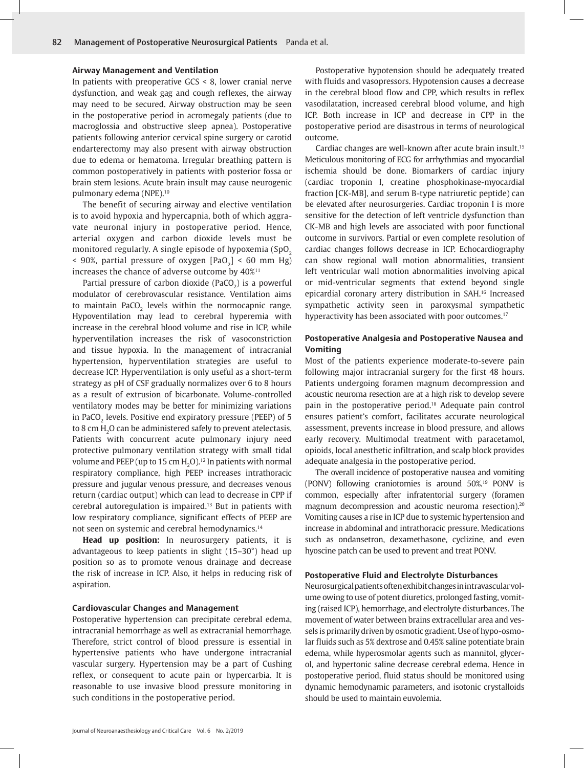### Airway Management and Ventilation

In patients with preoperative GCS < 8, lower cranial nerve dysfunction, and weak gag and cough reflexes, the airway may need to be secured. Airway obstruction may be seen in the postoperative period in acromegaly patients (due to macroglossia and obstructive sleep apnea). Postoperative patients following anterior cervical spine surgery or carotid endarterectomy may also present with airway obstruction due to edema or hematoma. Irregular breathing pattern is common postoperatively in patients with posterior fossa or brain stem lesions. Acute brain insult may cause neurogenic pulmonary edema (NPE).[10]

The benefit of securing airway and elective ventilation is to avoid hypoxia and hypercapnia, both of which aggravate neuronal injury in postoperative period. Hence, arterial oxygen and carbon dioxide levels must be monitored regularly. A single episode of hypoxemia ($SpO_2$ < 90%, partial pressure of oxygen [$PaO_2$] < 60 mm Hg) increases the chance of adverse outcome by 40%[11]

Partial pressure of carbon dioxide ($PaCO_2$) is a powerful modulator of cerebrovascular resistance. Ventilation aims to maintain $PaCO_2$ levels within the normocapnic range. Hypoventilation may lead to cerebral hyperemia with increase in the cerebral blood volume and rise in ICP, while hyperventilation increases the risk of vasoconstriction and tissue hypoxia. In the management of intracranial hypertension, hyperventilation strategies are useful to decrease ICP. Hyperventilation is only useful as a short-term strategy as pH of CSF gradually normalizes over 6 to 8 hours as a result of extrusion of bicarbonate. Volume-controlled ventilatory modes may be better for minimizing variations in $PaCO_2$ levels. Positive end expiratory pressure (PEEP) of 5 to 8 cm $H_2O$ can be administered safely to prevent atelectasis. Patients with concurrent acute pulmonary injury need protective pulmonary ventilation strategy with small tidal volume and PEEP (up to 15 cm $H_2O$).[12] In patients with normal respiratory compliance, high PEEP increases intrathoracic pressure and jugular venous pressure, and decreases venous return (cardiac output) which can lead to decrease in CPP if cerebral autoregulation is impaired.[13] But in patients with low respiratory compliance, significant effects of PEEP are not seen on systemic and cerebral hemodynamics.[14]

**Head up position:** In neurosurgery patients, it is advantageous to keep patients in slight (15–30°) head up position so as to promote venous drainage and decrease the risk of increase in ICP. Also, it helps in reducing risk of aspiration.

### Cardiovascular Changes and Management

Postoperative hypertension can precipitate cerebral edema, intracranial hemorrhage as well as extracranial hemorrhage. Therefore, strict control of blood pressure is essential in hypertensive patients who have undergone intracranial vascular surgery. Hypertension may be a part of Cushing reflex, or consequent to acute pain or hypercarbia. It is reasonable to use invasive blood pressure monitoring in such conditions in the postoperative period.

Postoperative hypotension should be adequately treated with fluids and vasopressors. Hypotension causes a decrease in the cerebral blood flow and CPP, which results in reflex vasodilatation, increased cerebral blood volume, and high ICP. Both increase in ICP and decrease in CPP in the postoperative period are disastrous in terms of neurological outcome.

Cardiac changes are well-known after acute brain insult.[15] Meticulous monitoring of ECG for arrhythmias and myocardial ischemia should be done. Biomarkers of cardiac injury (cardiac troponin I, creatine phosphokinase-myocardial fraction [CK-MB], and serum B-type natriuretic peptide) can be elevated after neurosurgeries. Cardiac troponin I is more sensitive for the detection of left ventricle dysfunction than CK-MB and high levels are associated with poor functional outcome in survivors. Partial or even complete resolution of cardiac changes follows decrease in ICP. Echocardiography can show regional wall motion abnormalities, transient left ventricular wall motion abnormalities involving apical or mid-ventricular segments that extend beyond single epicardial coronary artery distribution in SAH.[16] Increased sympathetic activity seen in paroxysmal sympathetic hyperactivity has been associated with poor outcomes.[17]

### Postoperative Analgesia and Postoperative Nausea and Vomiting

Most of the patients experience moderate-to-severe pain following major intracranial surgery for the first 48 hours. Patients undergoing foramen magnum decompression and acoustic neuroma resection are at a high risk to develop severe pain in the postoperative period.[18] Adequate pain control ensures patient's comfort, facilitates accurate neurological assessment, prevents increase in blood pressure, and allows early recovery. Multimodal treatment with paracetamol, opioids, local anesthetic infiltration, and scalp block provides adequate analgesia in the postoperative period.

The overall incidence of postoperative nausea and vomiting (PONV) following craniotomies is around 50%.[19] PONV is common, especially after infratentorial surgery (foramen magnum decompression and acoustic neuroma resection).[20] Vomiting causes a rise in ICP due to systemic hypertension and increase in abdominal and intrathoracic pressure. Medications such as ondansetron, dexamethasone, cyclizine, and even hyoscine patch can be used to prevent and treat PONV.

### Postoperative Fluid and Electrolyte Disturbances

Neurosurgical patients often exhibit changes in intravascular volume owing to use of potent diuretics, prolonged fasting, vomiting (raised ICP), hemorrhage, and electrolyte disturbances. The movement of water between brains extracellular area and vessels is primarily driven by osmotic gradient. Use of hypo-osmolar fluids such as 5% dextrose and 0.45% saline potentiate brain edema, while hyperosmolar agents such as mannitol, glycerol, and hypertonic saline decrease cerebral edema. Hence in postoperative period, fluid status should be monitored using dynamic hemodynamic parameters, and isotonic crystalloids should be used to maintain euvolemia.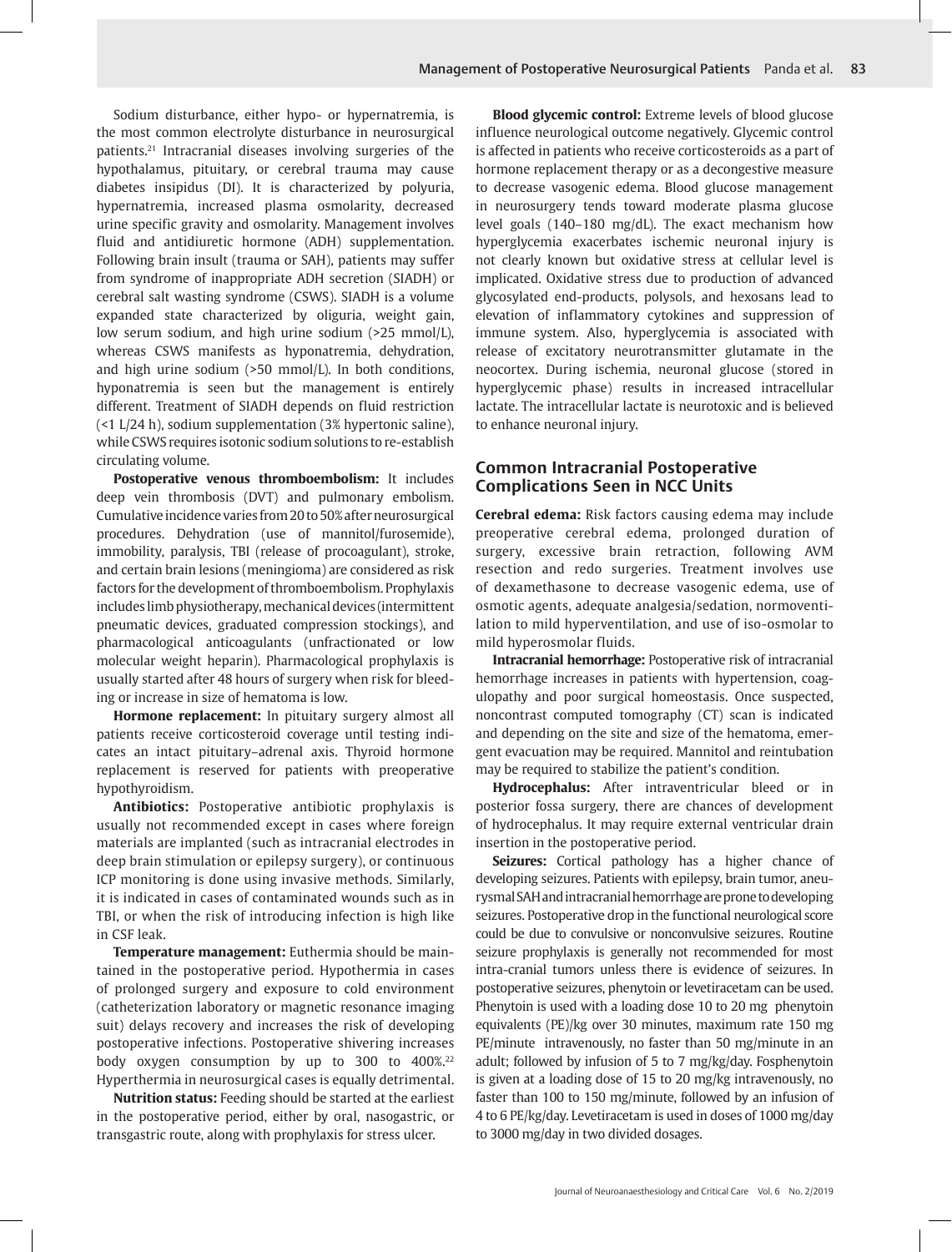Sodium disturbance, either hypo- or hypernatremia, is the most common electrolyte disturbance in neurosurgical patients.[21] Intracranial diseases involving surgeries of the hypothalamus, pituitary, or cerebral trauma may cause diabetes insipidus (DI). It is characterized by polyuria, hypernatremia, increased plasma osmolarity, decreased urine specific gravity and osmolarity. Management involves fluid and antidiuretic hormone (ADH) supplementation. Following brain insult (trauma or SAH), patients may suffer from syndrome of inappropriate ADH secretion (SIADH) or cerebral salt wasting syndrome (CSWS). SIADH is a volume expanded state characterized by oliguria, weight gain, low serum sodium, and high urine sodium (>25 mmol/L), whereas CSWS manifests as hyponatremia, dehydration, and high urine sodium (>50 mmol/L). In both conditions, hyponatremia is seen but the management is entirely different. Treatment of SIADH depends on fluid restriction (<1 L/24 h), sodium supplementation (3% hypertonic saline), while CSWS requires isotonic sodium solutions to re-establish circulating volume.

**Postoperative venous thromboembolism:** It includes deep vein thrombosis (DVT) and pulmonary embolism. Cumulative incidence varies from 20 to 50% after neurosurgical procedures. Dehydration (use of mannitol/furosemide), immobility, paralysis, TBI (release of procoagulant), stroke, and certain brain lesions (meningioma) are considered as risk factors for the development of thromboembolism. Prophylaxis includes limb physiotherapy, mechanical devices (intermittent pneumatic devices, graduated compression stockings), and pharmacological anticoagulants (unfractionated or low molecular weight heparin). Pharmacological prophylaxis is usually started after 48 hours of surgery when risk for bleeding or increase in size of hematoma is low.

**Hormone replacement:** In pituitary surgery almost all patients receive corticosteroid coverage until testing indicates an intact pituitary–adrenal axis. Thyroid hormone replacement is reserved for patients with preoperative hypothyroidism.

**Antibiotics:** Postoperative antibiotic prophylaxis is usually not recommended except in cases where foreign materials are implanted (such as intracranial electrodes in deep brain stimulation or epilepsy surgery), or continuous ICP monitoring is done using invasive methods. Similarly, it is indicated in cases of contaminated wounds such as in TBI, or when the risk of introducing infection is high like in CSF leak.

**Temperature management:** Euthermia should be maintained in the postoperative period. Hypothermia in cases of prolonged surgery and exposure to cold environment (catheterization laboratory or magnetic resonance imaging suit) delays recovery and increases the risk of developing postoperative infections. Postoperative shivering increases body oxygen consumption by up to 300 to 400%.[22] Hyperthermia in neurosurgical cases is equally detrimental.

**Nutrition status:** Feeding should be started at the earliest in the postoperative period, either by oral, nasogastric, or transgastric route, along with prophylaxis for stress ulcer.

**Blood glycemic control:** Extreme levels of blood glucose influence neurological outcome negatively. Glycemic control is affected in patients who receive corticosteroids as a part of hormone replacement therapy or as a decongestive measure to decrease vasogenic edema. Blood glucose management in neurosurgery tends toward moderate plasma glucose level goals (140–180 mg/dL). The exact mechanism how hyperglycemia exacerbates ischemic neuronal injury is not clearly known but oxidative stress at cellular level is implicated. Oxidative stress due to production of advanced glycosylated end-products, polysols, and hexosans lead to elevation of inflammatory cytokines and suppression of immune system. Also, hyperglycemia is associated with release of excitatory neurotransmitter glutamate in the neocortex. During ischemia, neuronal glucose (stored in hyperglycemic phase) results in increased intracellular lactate. The intracellular lactate is neurotoxic and is believed to enhance neuronal injury.

## Common Intracranial Postoperative Complications Seen in NCC Units

**Cerebral edema:** Risk factors causing edema may include preoperative cerebral edema, prolonged duration of surgery, excessive brain retraction, following AVM resection and redo surgeries. Treatment involves use of dexamethasone to decrease vasogenic edema, use of osmotic agents, adequate analgesia/sedation, normoventilation to mild hyperventilation, and use of iso-osmolar to mild hyperosmolar fluids.

**Intracranial hemorrhage:** Postoperative risk of intracranial hemorrhage increases in patients with hypertension, coagulopathy and poor surgical homeostasis. Once suspected, noncontrast computed tomography (CT) scan is indicated and depending on the site and size of the hematoma, emergent evacuation may be required. Mannitol and reintubation may be required to stabilize the patient's condition.

**Hydrocephalus:** After intraventricular bleed or in posterior fossa surgery, there are chances of development of hydrocephalus. It may require external ventricular drain insertion in the postoperative period.

**Seizures:** Cortical pathology has a higher chance of developing seizures. Patients with epilepsy, brain tumor, aneurysmal SAH and intracranial hemorrhage are prone to developing seizures. Postoperative drop in the functional neurological score could be due to convulsive or nonconvulsive seizures. Routine seizure prophylaxis is generally not recommended for most intra-cranial tumors unless there is evidence of seizures. In postoperative seizures, phenytoin or levetiracetam can be used. Phenytoin is used with a loading dose 10 to 20 mg phenytoin equivalents (PE)/kg over 30 minutes, maximum rate 150 mg PE/minute intravenously, no faster than 50 mg/minute in an adult; followed by infusion of 5 to 7 mg/kg/day. Fosphenytoin is given at a loading dose of 15 to 20 mg/kg intravenously, no faster than 100 to 150 mg/minute, followed by an infusion of 4 to 6 PE/kg/day. Levetiracetam is used in doses of 1000 mg/day to 3000 mg/day in two divided dosages.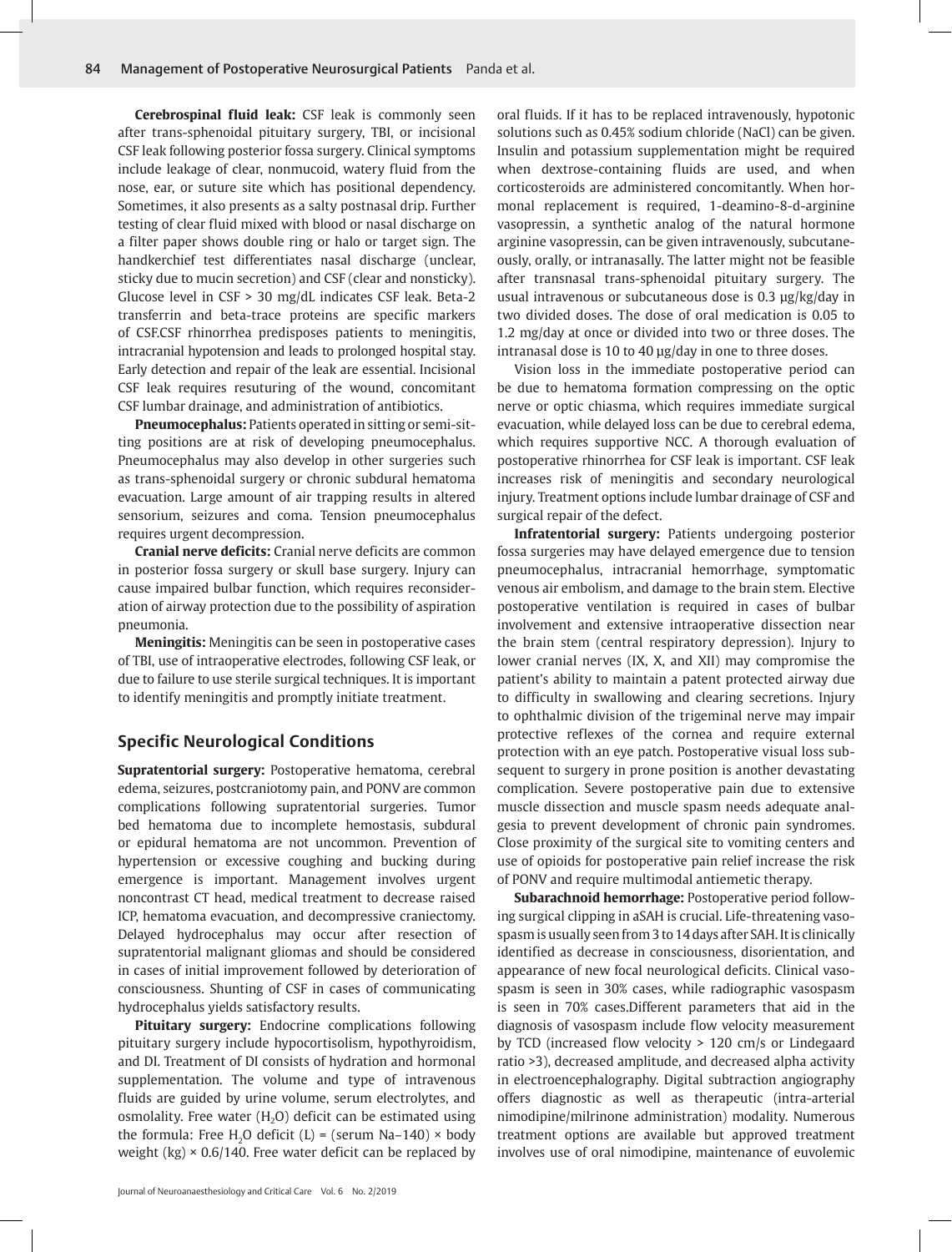**Cerebrospinal fluid leak:** CSF leak is commonly seen after trans-sphenoidal pituitary surgery, TBI, or incisional CSF leak following posterior fossa surgery. Clinical symptoms include leakage of clear, nonmucoid, watery fluid from the nose, ear, or suture site which has positional dependency. Sometimes, it also presents as a salty postnasal drip. Further testing of clear fluid mixed with blood or nasal discharge on a filter paper shows double ring or halo or target sign. The handkerchief test differentiates nasal discharge (unclear, sticky due to mucin secretion) and CSF (clear and nonsticky). Glucose level in CSF > 30 mg/dL indicates CSF leak. Beta-2 transferrin and beta-trace proteins are specific markers of CSF.CSF rhinorrhea predisposes patients to meningitis, intracranial hypotension and leads to prolonged hospital stay. Early detection and repair of the leak are essential. Incisional CSF leak requires resuturing of the wound, concomitant CSF lumbar drainage, and administration of antibiotics.

**Pneumocephalus:** Patients operated in sitting or semi-sitting positions are at risk of developing pneumocephalus. Pneumocephalus may also develop in other surgeries such as trans-sphenoidal surgery or chronic subdural hematoma evacuation. Large amount of air trapping results in altered sensorium, seizures and coma. Tension pneumocephalus requires urgent decompression.

**Cranial nerve deficits:** Cranial nerve deficits are common in posterior fossa surgery or skull base surgery. Injury can cause impaired bulbar function, which requires reconsideration of airway protection due to the possibility of aspiration pneumonia.

**Meningitis:** Meningitis can be seen in postoperative cases of TBI, use of intraoperative electrodes, following CSF leak, or due to failure to use sterile surgical techniques. It is important to identify meningitis and promptly initiate treatment.

## Specific Neurological Conditions

**Supratentorial surgery:** Postoperative hematoma, cerebral edema, seizures, postcraniotomy pain, and PONV are common complications following supratentorial surgeries. Tumor bed hematoma due to incomplete hemostasis, subdural or epidural hematoma are not uncommon. Prevention of hypertension or excessive coughing and bucking during emergence is important. Management involves urgent noncontrast CT head, medical treatment to decrease raised ICP, hematoma evacuation, and decompressive craniectomy. Delayed hydrocephalus may occur after resection of supratentorial malignant gliomas and should be considered in cases of initial improvement followed by deterioration of consciousness. Shunting of CSF in cases of communicating hydrocephalus yields satisfactory results.

**Pituitary surgery:** Endocrine complications following pituitary surgery include hypocortisolism, hypothyroidism, and DI. Treatment of DI consists of hydration and hormonal supplementation. The volume and type of intravenous fluids are guided by urine volume, serum electrolytes, and osmolality. Free water ($H_2O$) deficit can be estimated using the formula: Free $H_2O$ deficit (L) = (serum Na–140) × body weight (kg) × 0.6/140. Free water deficit can be replaced by oral fluids. If it has to be replaced intravenously, hypotonic solutions such as 0.45% sodium chloride (NaCl) can be given. Insulin and potassium supplementation might be required when dextrose-containing fluids are used, and when corticosteroids are administered concomitantly. When hormonal replacement is required, 1-deamino-8-d-arginine vasopressin, a synthetic analog of the natural hormone arginine vasopressin, can be given intravenously, subcutaneously, orally, or intranasally. The latter might not be feasible after transnasal trans-sphenoidal pituitary surgery. The usual intravenous or subcutaneous dose is 0.3 µg/kg/day in two divided doses. The dose of oral medication is 0.05 to 1.2 mg/day at once or divided into two or three doses. The intranasal dose is 10 to 40 µg/day in one to three doses.

Vision loss in the immediate postoperative period can be due to hematoma formation compressing on the optic nerve or optic chiasma, which requires immediate surgical evacuation, while delayed loss can be due to cerebral edema, which requires supportive NCC. A thorough evaluation of postoperative rhinorrhea for CSF leak is important. CSF leak increases risk of meningitis and secondary neurological injury. Treatment options include lumbar drainage of CSF and surgical repair of the defect.

**Infratentorial surgery:** Patients undergoing posterior fossa surgeries may have delayed emergence due to tension pneumocephalus, intracranial hemorrhage, symptomatic venous air embolism, and damage to the brain stem. Elective postoperative ventilation is required in cases of bulbar involvement and extensive intraoperative dissection near the brain stem (central respiratory depression). Injury to lower cranial nerves (IX, X, and XII) may compromise the patient's ability to maintain a patent protected airway due to difficulty in swallowing and clearing secretions. Injury to ophthalmic division of the trigeminal nerve may impair protective reflexes of the cornea and require external protection with an eye patch. Postoperative visual loss subsequent to surgery in prone position is another devastating complication. Severe postoperative pain due to extensive muscle dissection and muscle spasm needs adequate analgesia to prevent development of chronic pain syndromes. Close proximity of the surgical site to vomiting centers and use of opioids for postoperative pain relief increase the risk of PONV and require multimodal antiemetic therapy.

**Subarachnoid hemorrhage:** Postoperative period following surgical clipping in aSAH is crucial. Life-threatening vasospasm is usually seen from 3 to 14 days after SAH. It is clinically identified as decrease in consciousness, disorientation, and appearance of new focal neurological deficits. Clinical vasospasm is seen in 30% cases, while radiographic vasospasm is seen in 70% cases.Different parameters that aid in the diagnosis of vasospasm include flow velocity measurement by TCD (increased flow velocity > 120 cm/s or Lindegaard ratio >3), decreased amplitude, and decreased alpha activity in electroencephalography. Digital subtraction angiography offers diagnostic as well as therapeutic (intra-arterial nimodipine/milrinone administration) modality. Numerous treatment options are available but approved treatment involves use of oral nimodipine, maintenance of euvolemic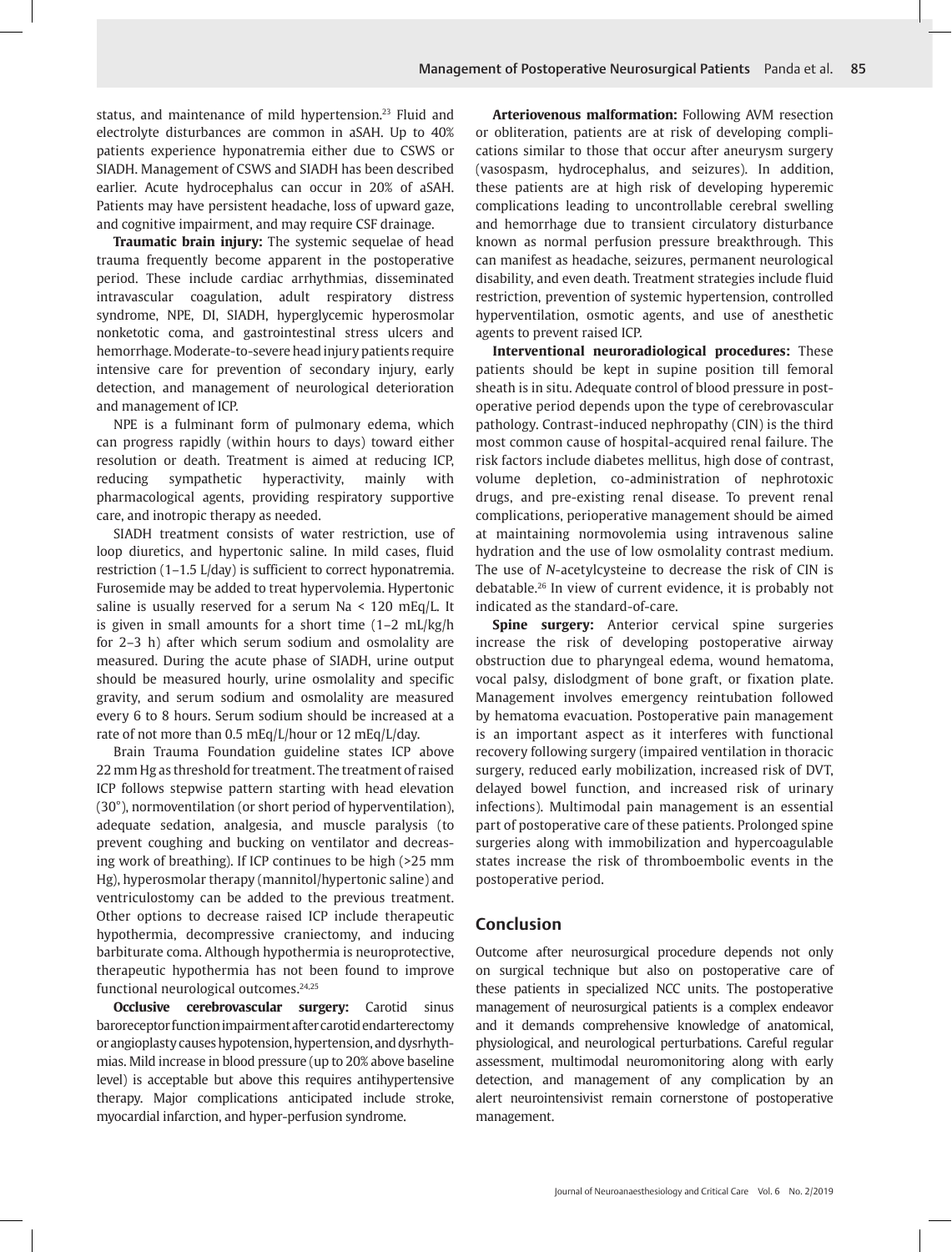status, and maintenance of mild hypertension.[23] Fluid and electrolyte disturbances are common in aSAH. Up to 40% patients experience hyponatremia either due to CSWS or SIADH. Management of CSWS and SIADH has been described earlier. Acute hydrocephalus can occur in 20% of aSAH. Patients may have persistent headache, loss of upward gaze, and cognitive impairment, and may require CSF drainage.

**Traumatic brain injury:** The systemic sequelae of head trauma frequently become apparent in the postoperative period. These include cardiac arrhythmias, disseminated intravascular coagulation, adult respiratory distress syndrome, NPE, DI, SIADH, hyperglycemic hyperosmolar nonketotic coma, and gastrointestinal stress ulcers and hemorrhage. Moderate-to-severe head injury patients require intensive care for prevention of secondary injury, early detection, and management of neurological deterioration and management of ICP.

NPE is a fulminant form of pulmonary edema, which can progress rapidly (within hours to days) toward either resolution or death. Treatment is aimed at reducing ICP, reducing sympathetic hyperactivity, mainly with pharmacological agents, providing respiratory supportive care, and inotropic therapy as needed.

SIADH treatment consists of water restriction, use of loop diuretics, and hypertonic saline. In mild cases, fluid restriction (1–1.5 L/day) is sufficient to correct hyponatremia. Furosemide may be added to treat hypervolemia. Hypertonic saline is usually reserved for a serum Na < 120 mEq/L. It is given in small amounts for a short time (1–2 mL/kg/h for 2–3 h) after which serum sodium and osmolality are measured. During the acute phase of SIADH, urine output should be measured hourly, urine osmolality and specific gravity, and serum sodium and osmolality are measured every 6 to 8 hours. Serum sodium should be increased at a rate of not more than 0.5 mEq/L/hour or 12 mEq/L/day.

Brain Trauma Foundation guideline states ICP above 22 mm Hg as threshold for treatment. The treatment of raised ICP follows stepwise pattern starting with head elevation (30°), normoventilation (or short period of hyperventilation), adequate sedation, analgesia, and muscle paralysis (to prevent coughing and bucking on ventilator and decreasing work of breathing). If ICP continues to be high (>25 mm Hg), hyperosmolar therapy (mannitol/hypertonic saline) and ventriculostomy can be added to the previous treatment. Other options to decrease raised ICP include therapeutic hypothermia, decompressive craniectomy, and inducing barbiturate coma. Although hypothermia is neuroprotective, therapeutic hypothermia has not been found to improve functional neurological outcomes.[24,25]

**Occlusive cerebrovascular surgery:** Carotid sinus baroreceptor function impairment after carotid endarterectomy or angioplasty causes hypotension, hypertension, and dysrhythmias. Mild increase in blood pressure (up to 20% above baseline level) is acceptable but above this requires antihypertensive therapy. Major complications anticipated include stroke, myocardial infarction, and hyper-perfusion syndrome.

**Arteriovenous malformation:** Following AVM resection or obliteration, patients are at risk of developing complications similar to those that occur after aneurysm surgery (vasospasm, hydrocephalus, and seizures). In addition, these patients are at high risk of developing hyperemic complications leading to uncontrollable cerebral swelling and hemorrhage due to transient circulatory disturbance known as normal perfusion pressure breakthrough. This can manifest as headache, seizures, permanent neurological disability, and even death. Treatment strategies include fluid restriction, prevention of systemic hypertension, controlled hyperventilation, osmotic agents, and use of anesthetic agents to prevent raised ICP.

**Interventional neuroradiological procedures:** These patients should be kept in supine position till femoral sheath is in situ. Adequate control of blood pressure in postoperative period depends upon the type of cerebrovascular pathology. Contrast-induced nephropathy (CIN) is the third most common cause of hospital-acquired renal failure. The risk factors include diabetes mellitus, high dose of contrast, volume depletion, co-administration of nephrotoxic drugs, and pre-existing renal disease. To prevent renal complications, perioperative management should be aimed at maintaining normovolemia using intravenous saline hydration and the use of low osmolality contrast medium. The use of *N*-acetylcysteine to decrease the risk of CIN is debatable.[26] In view of current evidence, it is probably not indicated as the standard-of-care.

**Spine surgery:** Anterior cervical spine surgeries increase the risk of developing postoperative airway obstruction due to pharyngeal edema, wound hematoma, vocal palsy, dislodgment of bone graft, or fixation plate. Management involves emergency reintubation followed by hematoma evacuation. Postoperative pain management is an important aspect as it interferes with functional recovery following surgery (impaired ventilation in thoracic surgery, reduced early mobilization, increased risk of DVT, delayed bowel function, and increased risk of urinary infections). Multimodal pain management is an essential part of postoperative care of these patients. Prolonged spine surgeries along with immobilization and hypercoagulable states increase the risk of thromboembolic events in the postoperative period.

## Conclusion

Outcome after neurosurgical procedure depends not only on surgical technique but also on postoperative care of these patients in specialized NCC units. The postoperative management of neurosurgical patients is a complex endeavor and it demands comprehensive knowledge of anatomical, physiological, and neurological perturbations. Careful regular assessment, multimodal neuromonitoring along with early detection, and management of any complication by an alert neurointensivist remain cornerstone of postoperative management.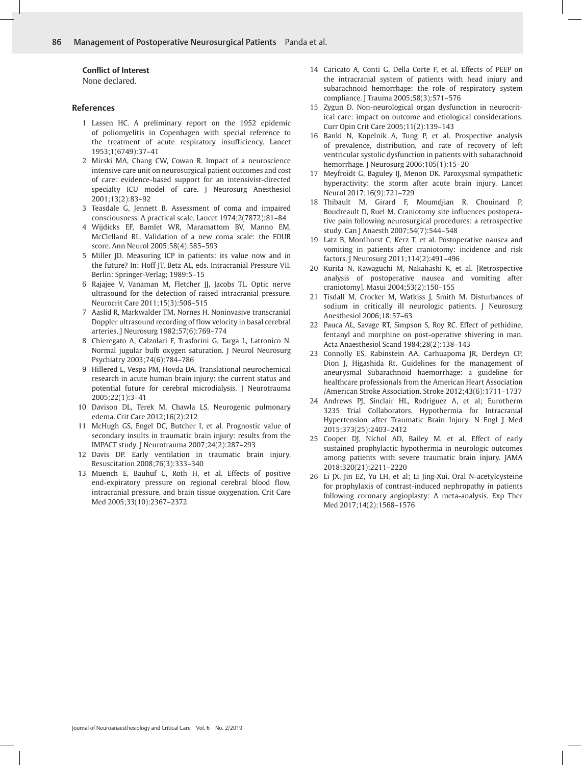**Conflict of Interest**

None declared.

## References

1. Lassen HC. A preliminary report on the 1952 epidemic of poliomyelitis in Copenhagen with special reference to the treatment of acute respiratory insufficiency. Lancet 1953;1(6749):37–41
2. Mirski MA, Chang CW, Cowan R. Impact of a neuroscience intensive care unit on neurosurgical patient outcomes and cost of care: evidence-based support for an intensivist-directed specialty ICU model of care. J Neurosurg Anesthesiol 2001;13(2):83–92
3. Teasdale G, Jennett B. Assessment of coma and impaired consciousness. A practical scale. Lancet 1974;2(7872):81–84
4. Wijdicks EF, Bamlet WR, Maramattom BV, Manno EM, McClelland RL. Validation of a new coma scale: the FOUR score. Ann Neurol 2005;58(4):585–593
5. Miller JD. Measuring ICP in patients: its value now and in the future? In: Hoff JT, Betz AL, eds. Intracranial Pressure VII. Berlin: Springer-Verlag; 1989:5–15
6. Rajajee V, Vanaman M, Fletcher JJ, Jacobs TL. Optic nerve ultrasound for the detection of raised intracranial pressure. Neurocrit Care 2011;15(3):506–515
7. Aaslid R, Markwalder TM, Nornes H. Noninvasive transcranial Doppler ultrasound recording of flow velocity in basal cerebral arteries. J Neurosurg 1982;57(6):769–774
8. Chieregato A, Calzolari F, Trasforini G, Targa L, Latronico N. Normal jugular bulb oxygen saturation. J Neurol Neurosurg Psychiatry 2003;74(6):784–786
9. Hillered L, Vespa PM, Hovda DA. Translational neurochemical research in acute human brain injury: the current status and potential future for cerebral microdialysis. J Neurotrauma 2005;22(1):3–41
10. Davison DL, Terek M, Chawla LS. Neurogenic pulmonary edema. Crit Care 2012;16(2):212
11. McHugh GS, Engel DC, Butcher I, et al. Prognostic value of secondary insults in traumatic brain injury: results from the IMPACT study. J Neurotrauma 2007;24(2):287–293
12. Davis DP. Early ventilation in traumatic brain injury. Resuscitation 2008;76(3):333–340
13. Muench E, Bauhuf C, Roth H, et al. Effects of positive end-expiratory pressure on regional cerebral blood flow, intracranial pressure, and brain tissue oxygenation. Crit Care Med 2005;33(10):2367–2372
14. Caricato A, Conti G, Della Corte F, et al. Effects of PEEP on the intracranial system of patients with head injury and subarachnoid hemorrhage: the role of respiratory system compliance. J Trauma 2005;58(3):571–576
15. Zygun D. Non-neurological organ dysfunction in neurocritical care: impact on outcome and etiological considerations. Curr Opin Crit Care 2005;11(2):139–143
16. Banki N, Kopelnik A, Tung P, et al. Prospective analysis of prevalence, distribution, and rate of recovery of left ventricular systolic dysfunction in patients with subarachnoid hemorrhage. J Neurosurg 2006;105(1):15–20
17. Meyfroidt G, Baguley IJ, Menon DK. Paroxysmal sympathetic hyperactivity: the storm after acute brain injury. Lancet Neurol 2017;16(9):721–729
18. Thibault M, Girard F, Moumdjian R, Chouinard P, Boudreault D, Ruel M. Craniotomy site influences postoperative pain following neurosurgical procedures: a retrospective study. Can J Anaesth 2007;54(7):544–548
19. Latz B, Mordhorst C, Kerz T, et al. Postoperative nausea and vomiting in patients after craniotomy: incidence and risk factors. J Neurosurg 2011;114(2):491–496
20. Kurita N, Kawaguchi M, Nakahashi K, et al. [Retrospective analysis of postoperative nausea and vomiting after craniotomy]. Masui 2004;53(2):150–155
21. Tisdall M, Crocker M, Watkiss J, Smith M. Disturbances of sodium in critically ill neurologic patients. J Neurosurg Anesthesiol 2006;18:57–63
22. Pauca AL, Savage RT, Simpson S, Roy RC. Effect of pethidine, fentanyl and morphine on post-operative shivering in man. Acta Anaesthesiol Scand 1984;28(2):138–143
23. Connolly ES, Rabinstein AA, Carhuapoma JR, Derdeyn CP, Dion J, Higashida Rt. Guidelines for the management of aneurysmal Subarachnoid haemorrhage: a guideline for healthcare professionals from the American Heart Association /American Stroke Association. Stroke 2012;43(6):1711–1737
24. Andrews PJ, Sinclair HL, Rodriguez A, et al; Eurotherm 3235 Trial Collaborators. Hypothermia for Intracranial Hypertension after Traumatic Brain Injury. N Engl J Med 2015;373(25):2403–2412
25. Cooper DJ, Nichol AD, Bailey M, et al. Effect of early sustained prophylactic hypothermia in neurologic outcomes among patients with severe traumatic brain injury. JAMA 2018;320(21):2211–2220
26. Li JX, Jin EZ, Yu LH, et al; Li Jing-Xui. Oral N-acetylcysteine for prophylaxis of contrast-induced nephropathy in patients following coronary angioplasty: A meta-analysis. Exp Ther Med 2017;14(2):1568–1576